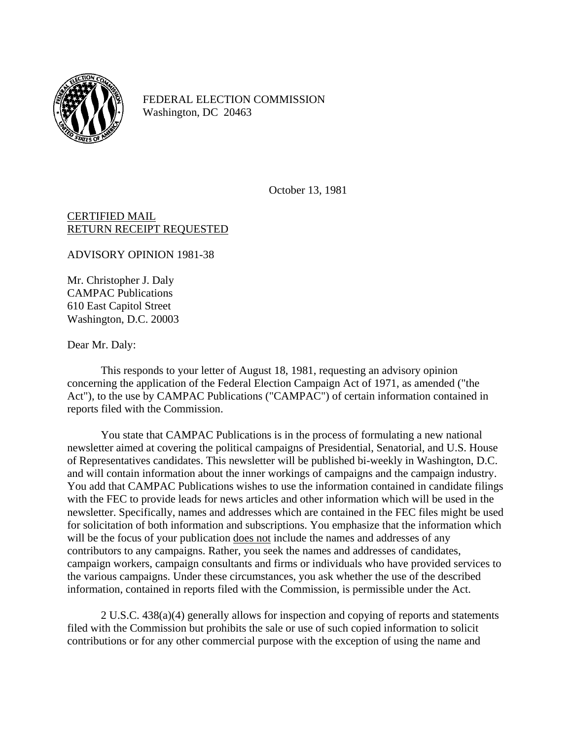FEDERAL ELECTION COMMISSION
Washington, DC 20463

October 13, 1981

<u>CERTIFIED MAIL</u>
<u>RETURN RECEIPT REQUESTED</u>

ADVISORY OPINION 1981-38

Mr. Christopher J. Daly
CAMPAC Publications
610 East Capitol Street
Washington, D.C. 20003

Dear Mr. Daly:

This responds to your letter of August 18, 1981, requesting an advisory opinion concerning the application of the Federal Election Campaign Act of 1971, as amended ("the Act"), to the use by CAMPAC Publications ("CAMPAC") of certain information contained in reports filed with the Commission.

You state that CAMPAC Publications is in the process of formulating a new national newsletter aimed at covering the political campaigns of Presidential, Senatorial, and U.S. House of Representatives candidates. This newsletter will be published bi-weekly in Washington, D.C. and will contain information about the inner workings of campaigns and the campaign industry. You add that CAMPAC Publications wishes to use the information contained in candidate filings with the FEC to provide leads for news articles and other information which will be used in the newsletter. Specifically, names and addresses which are contained in the FEC files might be used for solicitation of both information and subscriptions. You emphasize that the information which will be the focus of your publication <u>does not</u> include the names and addresses of any contributors to any campaigns. Rather, you seek the names and addresses of candidates, campaign workers, campaign consultants and firms or individuals who have provided services to the various campaigns. Under these circumstances, you ask whether the use of the described information, contained in reports filed with the Commission, is permissible under the Act.

2 U.S.C. 438(a)(4) generally allows for inspection and copying of reports and statements filed with the Commission but prohibits the sale or use of such copied information to solicit contributions or for any other commercial purpose with the exception of using the name and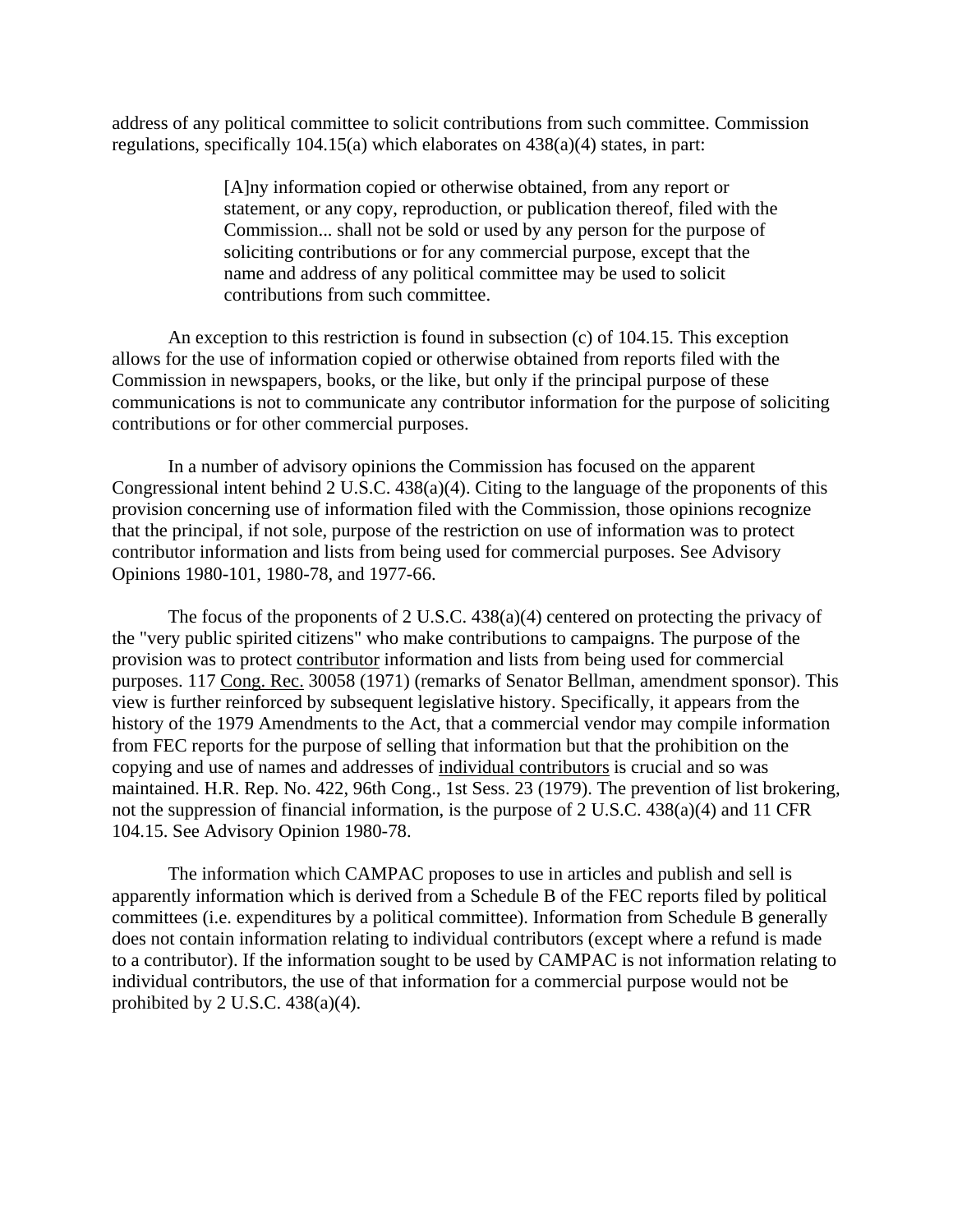address of any political committee to solicit contributions from such committee. Commission regulations, specifically 104.15(a) which elaborates on 438(a)(4) states, in part:

> [A]ny information copied or otherwise obtained, from any report or statement, or any copy, reproduction, or publication thereof, filed with the Commission... shall not be sold or used by any person for the purpose of soliciting contributions or for any commercial purpose, except that the name and address of any political committee may be used to solicit contributions from such committee.

An exception to this restriction is found in subsection (c) of 104.15. This exception allows for the use of information copied or otherwise obtained from reports filed with the Commission in newspapers, books, or the like, but only if the principal purpose of these communications is not to communicate any contributor information for the purpose of soliciting contributions or for other commercial purposes.

In a number of advisory opinions the Commission has focused on the apparent Congressional intent behind 2 U.S.C. 438(a)(4). Citing to the language of the proponents of this provision concerning use of information filed with the Commission, those opinions recognize that the principal, if not sole, purpose of the restriction on use of information was to protect contributor information and lists from being used for commercial purposes. See Advisory Opinions 1980-101, 1980-78, and 1977-66.

The focus of the proponents of 2 U.S.C. 438(a)(4) centered on protecting the privacy of the "very public spirited citizens" who make contributions to campaigns. The purpose of the provision was to protect contributor information and lists from being used for commercial purposes. 117 Cong. Rec. 30058 (1971) (remarks of Senator Bellman, amendment sponsor). This view is further reinforced by subsequent legislative history. Specifically, it appears from the history of the 1979 Amendments to the Act, that a commercial vendor may compile information from FEC reports for the purpose of selling that information but that the prohibition on the copying and use of names and addresses of individual contributors is crucial and so was maintained. H.R. Rep. No. 422, 96th Cong., 1st Sess. 23 (1979). The prevention of list brokering, not the suppression of financial information, is the purpose of 2 U.S.C. 438(a)(4) and 11 CFR 104.15. See Advisory Opinion 1980-78.

The information which CAMPAC proposes to use in articles and publish and sell is apparently information which is derived from a Schedule B of the FEC reports filed by political committees (i.e. expenditures by a political committee). Information from Schedule B generally does not contain information relating to individual contributors (except where a refund is made to a contributor). If the information sought to be used by CAMPAC is not information relating to individual contributors, the use of that information for a commercial purpose would not be prohibited by 2 U.S.C. 438(a)(4).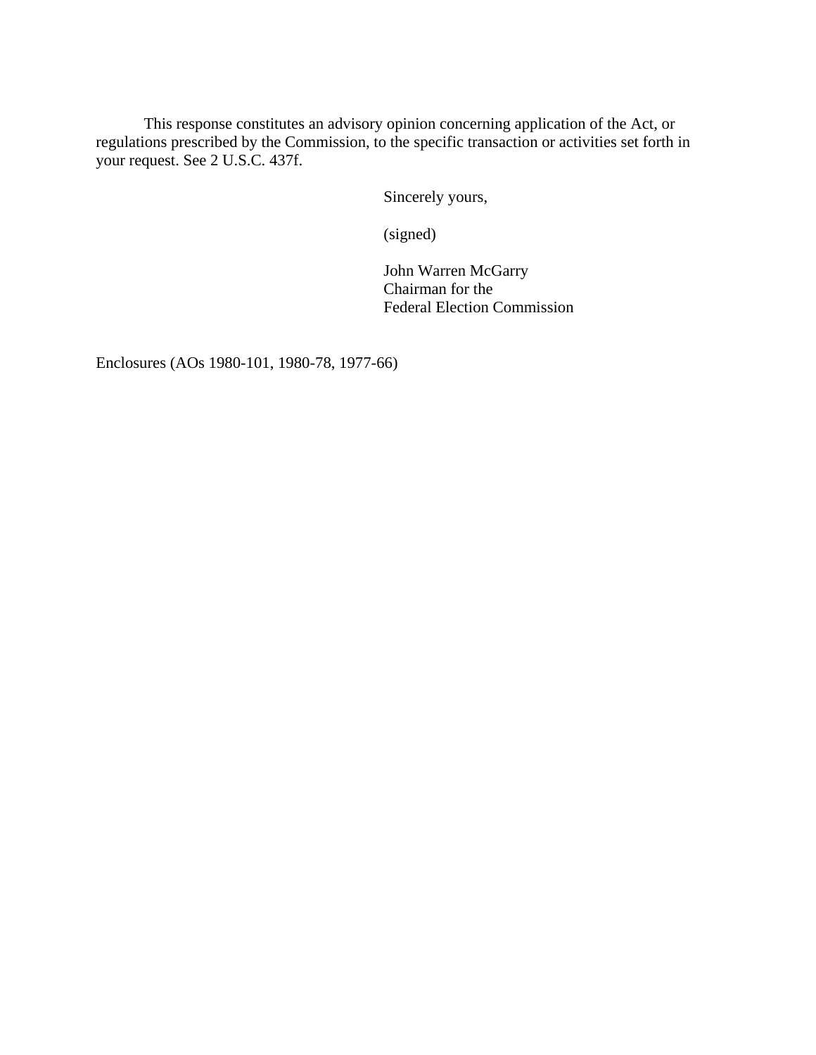This response constitutes an advisory opinion concerning application of the Act, or regulations prescribed by the Commission, to the specific transaction or activities set forth in your request. See 2 U.S.C. 437f.

Sincerely yours,

(signed)

John Warren McGarry
Chairman for the
Federal Election Commission

Enclosures (AOs 1980-101, 1980-78, 1977-66)